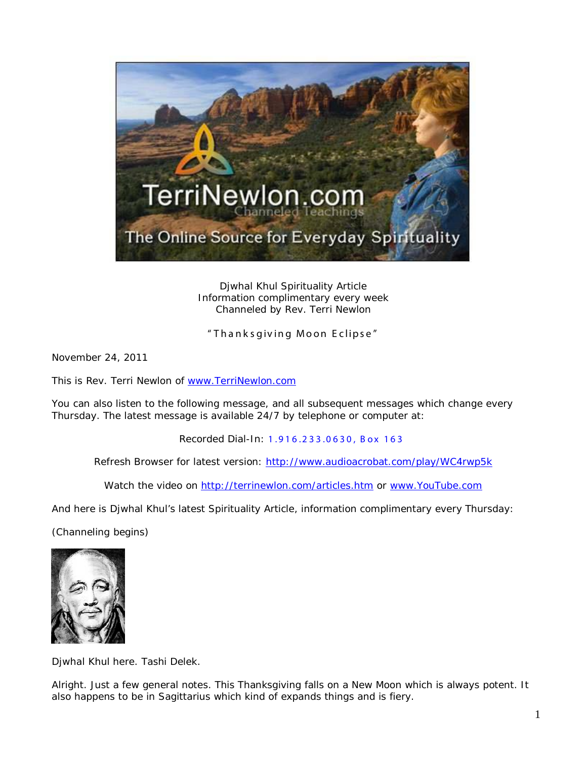Djwhal Khul Spirituality Article
Information complimentary every week
Channeled by Rev. Terri Newlon

"Thanksgiving Moon Eclipse"

November 24, 2011

This is Rev. Terri Newlon of www.TerriNewlon.com

You can also listen to the following message, and all subsequent messages which change every Thursday. The latest message is available 24/7 by telephone or computer at:

Recorded Dial-In: 1.916.233.0630, Box 163

Refresh Browser for latest version: http://www.audioacrobat.com/play/WC4rwp5k

Watch the video on http://terrinewlon.com/articles.htm or www.YouTube.com

And here is Djwhal Khul's latest Spirituality Article, information complimentary every Thursday:

(Channeling begins)

Djwhal Khul here. Tashi Delek.

Alright. Just a few general notes. This Thanksgiving falls on a New Moon which is always potent. It also happens to be in Sagittarius which kind of expands things and is fiery.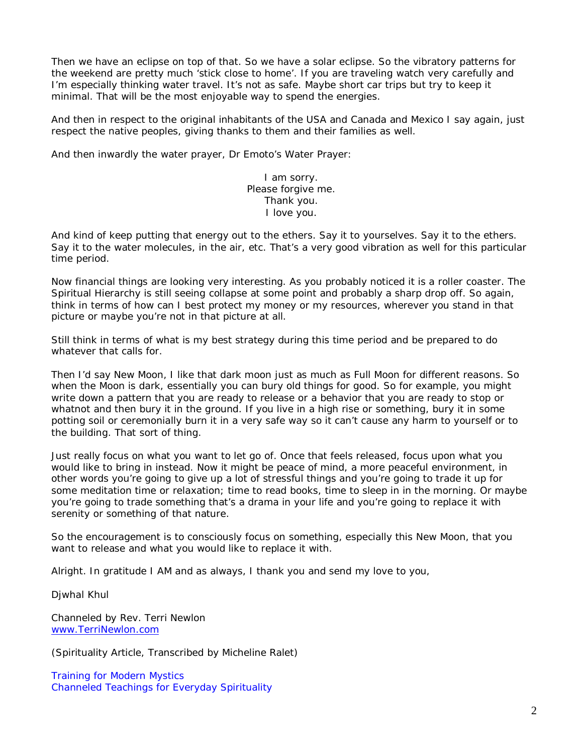Then we have an eclipse on top of that. So we have a solar eclipse. So the vibratory patterns for the weekend are pretty much 'stick close to home'. If you are traveling watch very carefully and I'm especially thinking water travel. It's not as safe. Maybe short car trips but try to keep it minimal. That will be the most enjoyable way to spend the energies.

And then in respect to the original inhabitants of the USA and Canada and Mexico I say again, just respect the native peoples, giving thanks to them and their families as well.

And then inwardly the water prayer, Dr Emoto's Water Prayer:

I am sorry.  
Please forgive me.  
Thank you.  
I love you.

And kind of keep putting that energy out to the ethers. Say it to yourselves. Say it to the ethers. Say it to the water molecules, in the air, etc. That's a very good vibration as well for this particular time period.

Now financial things are looking very interesting. As you probably noticed it is a roller coaster. The Spiritual Hierarchy is still seeing collapse at some point and probably a sharp drop off. So again, think in terms of how can I best protect my money or my resources, wherever you stand in that picture or maybe you're not in that picture at all.

Still think in terms of what is my best strategy during this time period and be prepared to do whatever that calls for.

Then I'd say New Moon, I like that dark moon just as much as Full Moon for different reasons. So when the Moon is dark, essentially you can bury old things for good. So for example, you might write down a pattern that you are ready to release or a behavior that you are ready to stop or whatnot and then bury it in the ground. If you live in a high rise or something, bury it in some potting soil or ceremonially burn it in a very safe way so it can't cause any harm to yourself or to the building. That sort of thing.

Just really focus on what you want to let go of. Once that feels released, focus upon what you would like to bring in instead. Now it might be peace of mind, a more peaceful environment, in other words you're going to give up a lot of stressful things and you're going to trade it up for some meditation time or relaxation; time to read books, time to sleep in in the morning. Or maybe you're going to trade something that's a drama in your life and you're going to replace it with serenity or something of that nature.

So the encouragement is to consciously focus on something, especially this New Moon, that you want to release and what you would like to replace it with.

Alright. In gratitude I AM and as always, I thank you and send my love to you,

Djwhal Khul

Channeled by Rev. Terri Newlon  
www.TerriNewlon.com

*(Spirituality Article, Transcribed by Micheline Ralet)*

Training for Modern Mystics  
Channeled Teachings for Everyday Spirituality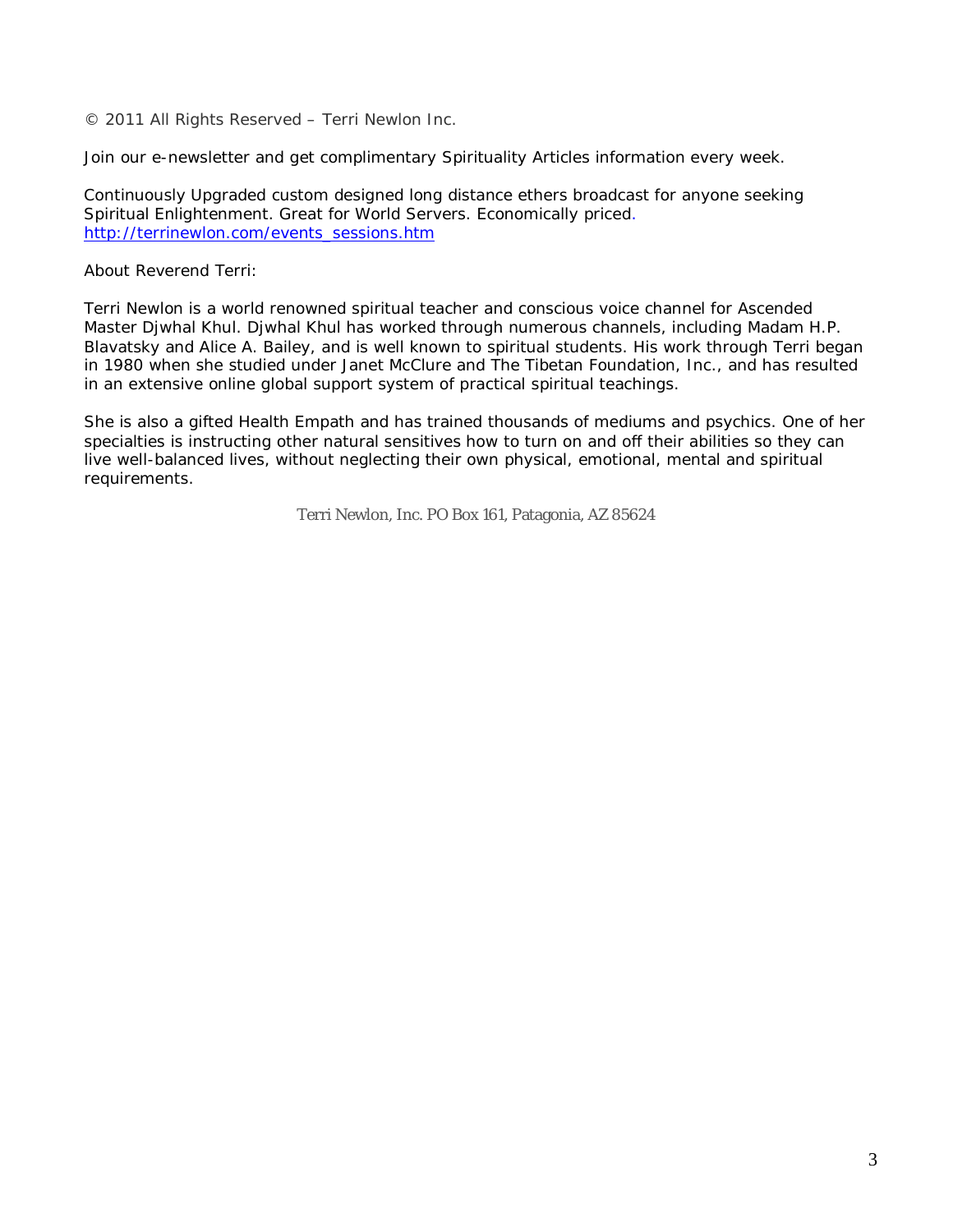© 2011 All Rights Reserved – Terri Newlon Inc.

Join our e-newsletter and get complimentary Spirituality Articles information every week.

Continuously Upgraded custom designed long distance ethers broadcast for anyone seeking Spiritual Enlightenment. Great for World Servers. Economically priced.
http://terrinewlon.com/events_sessions.htm

About Reverend Terri:

Terri Newlon is a world renowned spiritual teacher and conscious voice channel for Ascended Master Djwhal Khul. Djwhal Khul has worked through numerous channels, including Madam H.P. Blavatsky and Alice A. Bailey, and is well known to spiritual students. His work through Terri began in 1980 when she studied under Janet McClure and The Tibetan Foundation, Inc., and has resulted in an extensive online global support system of practical spiritual teachings.

She is also a gifted Health Empath and has trained thousands of mediums and psychics. One of her specialties is instructing other natural sensitives how to turn on and off their abilities so they can live well-balanced lives, without neglecting their own physical, emotional, mental and spiritual requirements.

Terri Newlon, Inc. PO Box 161, Patagonia, AZ 85624